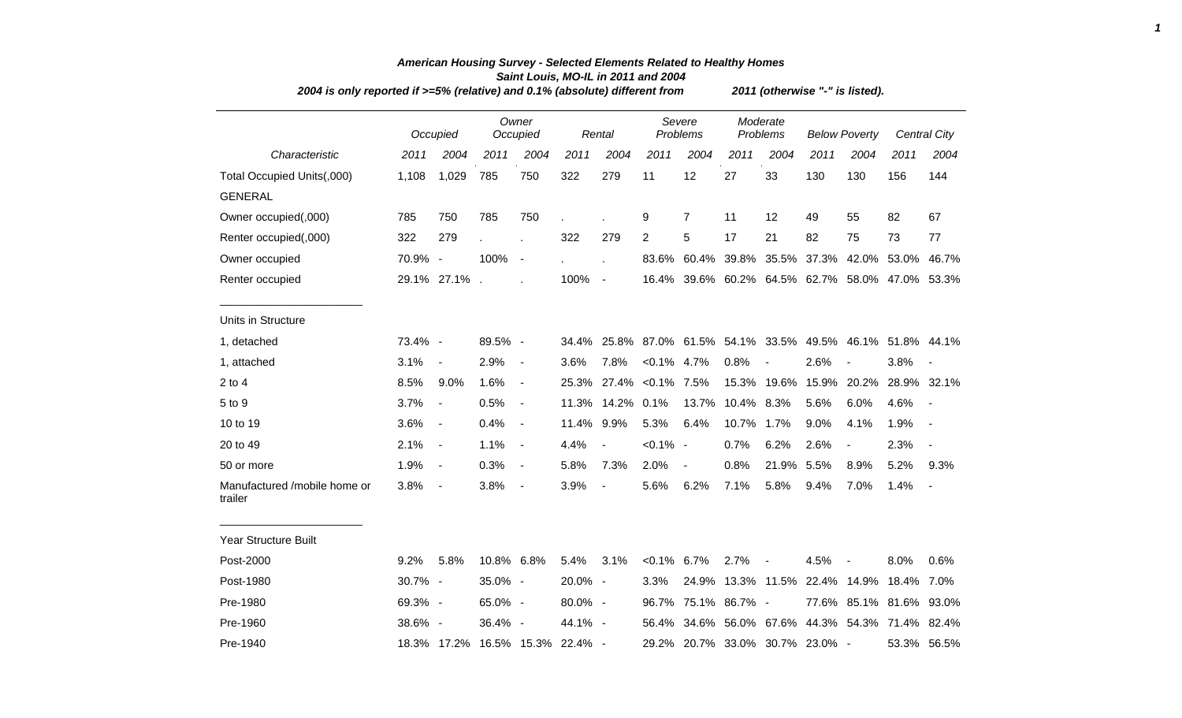*American Housing Survey - Selected Elements Related to Healthy Homes*
*Saint Louis, MO-IL in 2011 and 2004*
*2004 is only reported if >=5% (relative) and 0.1% (absolute) different from 2011 (otherwise "-" is listed).*

| | *Occupied* | | *Owner Occupied* | | *Rental* | | *Severe Problems* | | *Moderate Problems* | | *Below Poverty* | | *Central City* | |
|---|---|---|---|---|---|---|---|---|---|---|---|---|---|---|
| *Characteristic* | *2011* | *2004* | *2011* | *2004* | *2011* | *2004* | *2011* | *2004* | *2011* | *2004* | *2011* | *2004* | *2011* | *2004* |
| Total Occupied Units(,000) | 1,108 | 1,029 | 785 | 750 | 322 | 279 | 11 | 12 | 27 | 33 | 130 | 130 | 156 | 144 |
| GENERAL | | | | | | | | | | | | | | |
| Owner occupied(,000) | 785 | 750 | 785 | 750 | . | . | 9 | 7 | 11 | 12 | 49 | 55 | 82 | 67 |
| Renter occupied(,000) | 322 | 279 | . | . | 322 | 279 | 2 | 5 | 17 | 21 | 82 | 75 | 73 | 77 |
| Owner occupied | 70.9% | - | 100% | - | . | . | 83.6% | 60.4% | 39.8% | 35.5% | 37.3% | 42.0% | 53.0% | 46.7% |
| Renter occupied | 29.1% | 27.1% | . | . | 100% | - | 16.4% | 39.6% | 60.2% | 64.5% | 62.7% | 58.0% | 47.0% | 53.3% |
| Units in Structure | | | | | | | | | | | | | | |
| 1, detached | 73.4% | - | 89.5% | - | 34.4% | 25.8% | 87.0% | 61.5% | 54.1% | 33.5% | 49.5% | 46.1% | 51.8% | 44.1% |
| 1, attached | 3.1% | - | 2.9% | - | 3.6% | 7.8% | <0.1% | 4.7% | 0.8% | - | 2.6% | - | 3.8% | - |
| 2 to 4 | 8.5% | 9.0% | 1.6% | - | 25.3% | 27.4% | <0.1% | 7.5% | 15.3% | 19.6% | 15.9% | 20.2% | 28.9% | 32.1% |
| 5 to 9 | 3.7% | - | 0.5% | - | 11.3% | 14.2% | 0.1% | 13.7% | 10.4% | 8.3% | 5.6% | 6.0% | 4.6% | - |
| 10 to 19 | 3.6% | - | 0.4% | - | 11.4% | 9.9% | 5.3% | 6.4% | 10.7% | 1.7% | 9.0% | 4.1% | 1.9% | - |
| 20 to 49 | 2.1% | - | 1.1% | - | 4.4% | - | <0.1% | - | 0.7% | 6.2% | 2.6% | - | 2.3% | - |
| 50 or more | 1.9% | - | 0.3% | - | 5.8% | 7.3% | 2.0% | - | 0.8% | 21.9% | 5.5% | 8.9% | 5.2% | 9.3% |
| Manufactured /mobile home or trailer | 3.8% | - | 3.8% | - | 3.9% | - | 5.6% | 6.2% | 7.1% | 5.8% | 9.4% | 7.0% | 1.4% | - |
| Year Structure Built | | | | | | | | | | | | | | |
| Post-2000 | 9.2% | 5.8% | 10.8% | 6.8% | 5.4% | 3.1% | <0.1% | 6.7% | 2.7% | - | 4.5% | - | 8.0% | 0.6% |
| Post-1980 | 30.7% | - | 35.0% | - | 20.0% | - | 3.3% | 24.9% | 13.3% | 11.5% | 22.4% | 14.9% | 18.4% | 7.0% |
| Pre-1980 | 69.3% | - | 65.0% | - | 80.0% | - | 96.7% | 75.1% | 86.7% | - | 77.6% | 85.1% | 81.6% | 93.0% |
| Pre-1960 | 38.6% | - | 36.4% | - | 44.1% | - | 56.4% | 34.6% | 56.0% | 67.6% | 44.3% | 54.3% | 71.4% | 82.4% |
| Pre-1940 | 18.3% | 17.2% | 16.5% | 15.3% | 22.4% | - | 29.2% | 20.7% | 33.0% | 30.7% | 23.0% | - | 53.3% | 56.5% |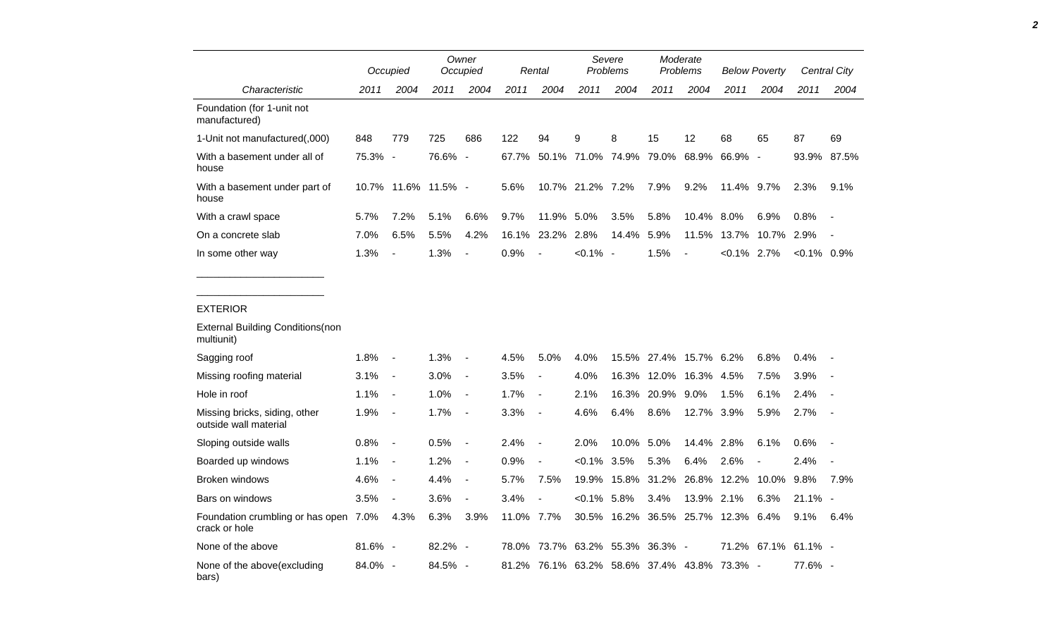| Characteristic | Occupied | | Owner Occupied | | Rental | | Severe Problems | | Moderate Problems | | Below Poverty | | Central City | |
|---|---|---|---|---|---|---|---|---|---|---|---|---|---|---|
| | 2011 | 2004 | 2011 | 2004 | 2011 | 2004 | 2011 | 2004 | 2011 | 2004 | 2011 | 2004 | 2011 | 2004 |
| Foundation (for 1-unit not manufactured) | | | | | | | | | | | | | | |
| 1-Unit not manufactured(,000) | 848 | 779 | 725 | 686 | 122 | 94 | 9 | 8 | 15 | 12 | 68 | 65 | 87 | 69 |
| With a basement under all of house | 75.3% | - | 76.6% | - | 67.7% | 50.1% | 71.0% | 74.9% | 79.0% | 68.9% | 66.9% | - | 93.9% | 87.5% |
| With a basement under part of house | 10.7% | 11.6% | 11.5% | - | 5.6% | 10.7% | 21.2% | 7.2% | 7.9% | 9.2% | 11.4% | 9.7% | 2.3% | 9.1% |
| With a crawl space | 5.7% | 7.2% | 5.1% | 6.6% | 9.7% | 11.9% | 5.0% | 3.5% | 5.8% | 10.4% | 8.0% | 6.9% | 0.8% | - |
| On a concrete slab | 7.0% | 6.5% | 5.5% | 4.2% | 16.1% | 23.2% | 2.8% | 14.4% | 5.9% | 11.5% | 13.7% | 10.7% | 2.9% | - |
| In some other way | 1.3% | - | 1.3% | - | 0.9% | - | <0.1% | - | 1.5% | - | <0.1% | 2.7% | <0.1% | 0.9% |

EXTERIOR

| Characteristic | Occupied | | Owner Occupied | | Rental | | Severe Problems | | Moderate Problems | | Below Poverty | | Central City | |
|---|---|---|---|---|---|---|---|---|---|---|---|---|---|---|
| | 2011 | 2004 | 2011 | 2004 | 2011 | 2004 | 2011 | 2004 | 2011 | 2004 | 2011 | 2004 | 2011 | 2004 |
| External Building Conditions(non multiunit) | | | | | | | | | | | | | | |
| Sagging roof | 1.8% | - | 1.3% | - | 4.5% | 5.0% | 4.0% | 15.5% | 27.4% | 15.7% | 6.2% | 6.8% | 0.4% | - |
| Missing roofing material | 3.1% | - | 3.0% | - | 3.5% | - | 4.0% | 16.3% | 12.0% | 16.3% | 4.5% | 7.5% | 3.9% | - |
| Hole in roof | 1.1% | - | 1.0% | - | 1.7% | - | 2.1% | 16.3% | 20.9% | 9.0% | 1.5% | 6.1% | 2.4% | - |
| Missing bricks, siding, other outside wall material | 1.9% | - | 1.7% | - | 3.3% | - | 4.6% | 6.4% | 8.6% | 12.7% | 3.9% | 5.9% | 2.7% | - |
| Sloping outside walls | 0.8% | - | 0.5% | - | 2.4% | - | 2.0% | 10.0% | 5.0% | 14.4% | 2.8% | 6.1% | 0.6% | - |
| Boarded up windows | 1.1% | - | 1.2% | - | 0.9% | - | <0.1% | 3.5% | 5.3% | 6.4% | 2.6% | - | 2.4% | - |
| Broken windows | 4.6% | - | 4.4% | - | 5.7% | 7.5% | 19.9% | 15.8% | 31.2% | 26.8% | 12.2% | 10.0% | 9.8% | 7.9% |
| Bars on windows | 3.5% | - | 3.6% | - | 3.4% | - | <0.1% | 5.8% | 3.4% | 13.9% | 2.1% | 6.3% | 21.1% | - |
| Foundation crumbling or has open crack or hole | 7.0% | 4.3% | 6.3% | 3.9% | 11.0% | 7.7% | 30.5% | 16.2% | 36.5% | 25.7% | 12.3% | 6.4% | 9.1% | 6.4% |
| None of the above | 81.6% | - | 82.2% | - | 78.0% | 73.7% | 63.2% | 55.3% | 36.3% | - | 71.2% | 67.1% | 61.1% | - |
| None of the above(excluding bars) | 84.0% | - | 84.5% | - | 81.2% | 76.1% | 63.2% | 58.6% | 37.4% | 43.8% | 73.3% | - | 77.6% | - |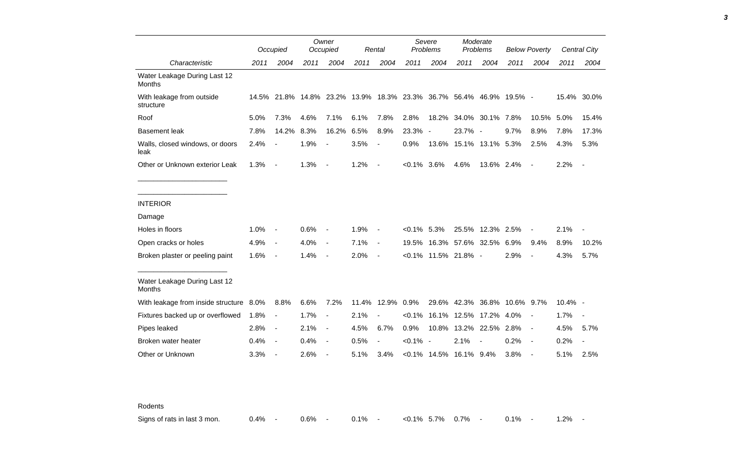| | Occupied | | Owner Occupied | | Rental | | Severe Problems | | Moderate Problems | | Below Poverty | | Central City | |
|---|---|---|---|---|---|---|---|---|---|---|---|---|---|---|
| Characteristic | 2011 | 2004 | 2011 | 2004 | 2011 | 2004 | 2011 | 2004 | 2011 | 2004 | 2011 | 2004 | 2011 | 2004 |
| Water Leakage During Last 12 Months | | | | | | | | | | | | | | |
| With leakage from outside structure | 14.5% | 21.8% | 14.8% | 23.2% | 13.9% | 18.3% | 23.3% | 36.7% | 56.4% | 46.9% | 19.5% | - | 15.4% | 30.0% |
| Roof | 5.0% | 7.3% | 4.6% | 7.1% | 6.1% | 7.8% | 2.8% | 18.2% | 34.0% | 30.1% | 7.8% | 10.5% | 5.0% | 15.4% |
| Basement leak | 7.8% | 14.2% | 8.3% | 16.2% | 6.5% | 8.9% | 23.3% | - | 23.7% | - | 9.7% | 8.9% | 7.8% | 17.3% |
| Walls, closed windows, or doors leak | 2.4% | - | 1.9% | - | 3.5% | - | 0.9% | 13.6% | 15.1% | 13.1% | 5.3% | 2.5% | 4.3% | 5.3% |
| Other or Unknown exterior Leak | 1.3% | - | 1.3% | - | 1.2% | - | <0.1% | 3.6% | 4.6% | 13.6% | 2.4% | - | 2.2% | - |
| INTERIOR | | | | | | | | | | | | | | |
| Damage | | | | | | | | | | | | | | |
| Holes in floors | 1.0% | - | 0.6% | - | 1.9% | - | <0.1% | 5.3% | 25.5% | 12.3% | 2.5% | - | 2.1% | - |
| Open cracks or holes | 4.9% | - | 4.0% | - | 7.1% | - | 19.5% | 16.3% | 57.6% | 32.5% | 6.9% | 9.4% | 8.9% | 10.2% |
| Broken plaster or peeling paint | 1.6% | - | 1.4% | - | 2.0% | - | <0.1% | 11.5% | 21.8% | - | 2.9% | - | 4.3% | 5.7% |
| Water Leakage During Last 12 Months | | | | | | | | | | | | | | |
| With leakage from inside structure | 8.0% | 8.8% | 6.6% | 7.2% | 11.4% | 12.9% | 0.9% | 29.6% | 42.3% | 36.8% | 10.6% | 9.7% | 10.4% | - |
| Fixtures backed up or overflowed | 1.8% | - | 1.7% | - | 2.1% | - | <0.1% | 16.1% | 12.5% | 17.2% | 4.0% | - | 1.7% | - |
| Pipes leaked | 2.8% | - | 2.1% | - | 4.5% | 6.7% | 0.9% | 10.8% | 13.2% | 22.5% | 2.8% | - | 4.5% | 5.7% |
| Broken water heater | 0.4% | - | 0.4% | - | 0.5% | - | <0.1% | - | 2.1% | - | 0.2% | - | 0.2% | - |
| Other or Unknown | 3.3% | - | 2.6% | - | 5.1% | 3.4% | <0.1% | 14.5% | 16.1% | 9.4% | 3.8% | - | 5.1% | 2.5% |
| Rodents | | | | | | | | | | | | | | |
| Signs of rats in last 3 mon. | 0.4% | - | 0.6% | - | 0.1% | - | <0.1% | 5.7% | 0.7% | - | 0.1% | - | 1.2% | - |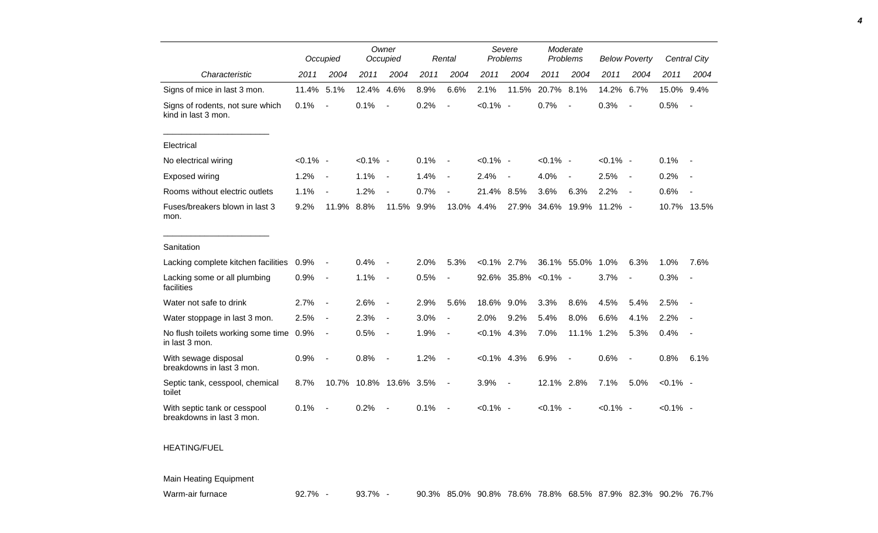| Characteristic | Occupied | | Owner Occupied | | Rental | | Severe Problems | | Moderate Problems | | Below Poverty | | Central City | |
|---|---|---|---|---|---|---|---|---|---|---|---|---|---|---|
| | 2011 | 2004 | 2011 | 2004 | 2011 | 2004 | 2011 | 2004 | 2011 | 2004 | 2011 | 2004 | 2011 | 2004 |
| Signs of mice in last 3 mon. | 11.4% | 5.1% | 12.4% | 4.6% | 8.9% | 6.6% | 2.1% | 11.5% | 20.7% | 8.1% | 14.2% | 6.7% | 15.0% | 9.4% |
| Signs of rodents, not sure which kind in last 3 mon. | 0.1% | - | 0.1% | - | 0.2% | - | <0.1% | - | 0.7% | - | 0.3% | - | 0.5% | - |
| Electrical | | | | | | | | | | | | | | |
| No electrical wiring | <0.1% | - | <0.1% | - | 0.1% | - | <0.1% | - | <0.1% | - | <0.1% | - | 0.1% | - |
| Exposed wiring | 1.2% | - | 1.1% | - | 1.4% | - | 2.4% | - | 4.0% | - | 2.5% | - | 0.2% | - |
| Rooms without electric outlets | 1.1% | - | 1.2% | - | 0.7% | - | 21.4% | 8.5% | 3.6% | 6.3% | 2.2% | - | 0.6% | - |
| Fuses/breakers blown in last 3 mon. | 9.2% | 11.9% | 8.8% | 11.5% | 9.9% | 13.0% | 4.4% | 27.9% | 34.6% | 19.9% | 11.2% | - | 10.7% | 13.5% |
| Sanitation | | | | | | | | | | | | | | |
| Lacking complete kitchen facilities | 0.9% | - | 0.4% | - | 2.0% | 5.3% | <0.1% | 2.7% | 36.1% | 55.0% | 1.0% | 6.3% | 1.0% | 7.6% |
| Lacking some or all plumbing facilities | 0.9% | - | 1.1% | - | 0.5% | - | 92.6% | 35.8% | <0.1% | - | 3.7% | - | 0.3% | - |
| Water not safe to drink | 2.7% | - | 2.6% | - | 2.9% | 5.6% | 18.6% | 9.0% | 3.3% | 8.6% | 4.5% | 5.4% | 2.5% | - |
| Water stoppage in last 3 mon. | 2.5% | - | 2.3% | - | 3.0% | - | 2.0% | 9.2% | 5.4% | 8.0% | 6.6% | 4.1% | 2.2% | - |
| No flush toilets working some time in last 3 mon. | 0.9% | - | 0.5% | - | 1.9% | - | <0.1% | 4.3% | 7.0% | 11.1% | 1.2% | 5.3% | 0.4% | - |
| With sewage disposal breakdowns in last 3 mon. | 0.9% | - | 0.8% | - | 1.2% | - | <0.1% | 4.3% | 6.9% | - | 0.6% | - | 0.8% | 6.1% |
| Septic tank, cesspool, chemical toilet | 8.7% | 10.7% | 10.8% | 13.6% | 3.5% | - | 3.9% | - | 12.1% | 2.8% | 7.1% | 5.0% | <0.1% | - |
| With septic tank or cesspool breakdowns in last 3 mon. | 0.1% | - | 0.2% | - | 0.1% | - | <0.1% | - | <0.1% | - | <0.1% | - | <0.1% | - |
| HEATING/FUEL | | | | | | | | | | | | | | |
| Main Heating Equipment | | | | | | | | | | | | | | |
| Warm-air furnace | 92.7% | - | 93.7% | - | 90.3% | 85.0% | 90.8% | 78.6% | 78.8% | 68.5% | 87.9% | 82.3% | 90.2% | 76.7% |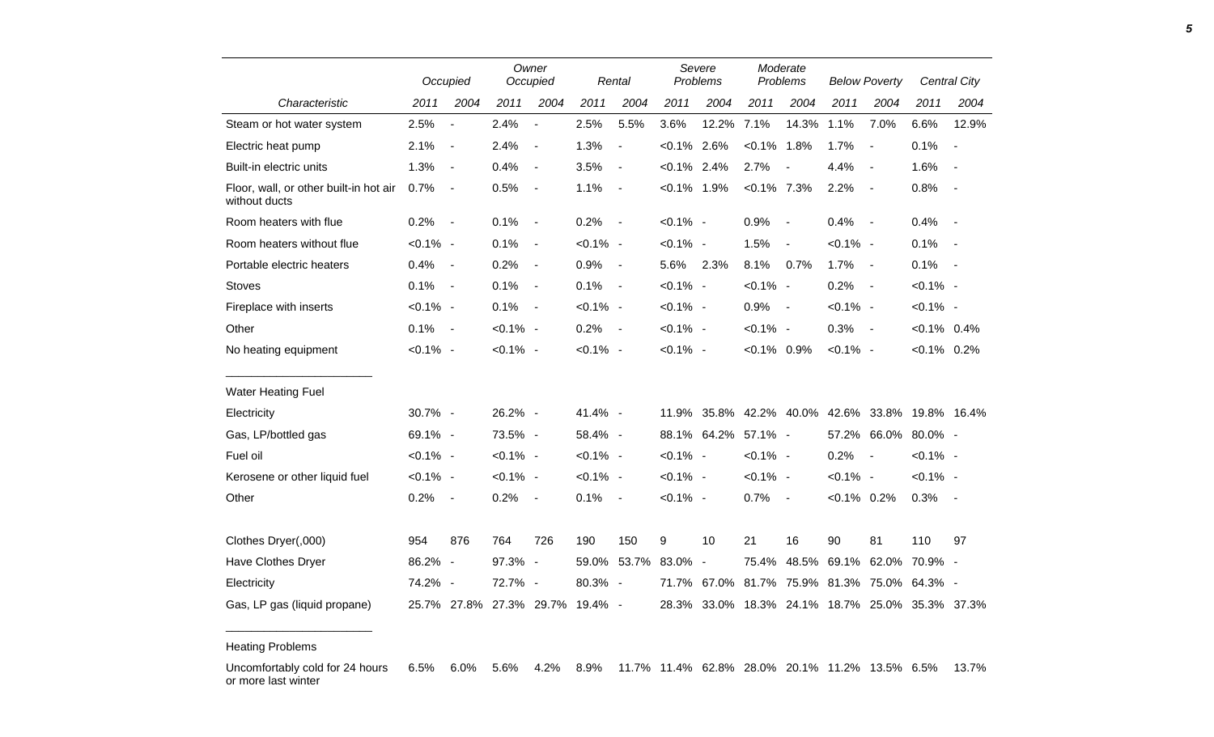| Characteristic | Occupied 2011 | Occupied 2004 | Owner Occupied 2011 | Owner Occupied 2004 | Rental 2011 | Rental 2004 | Severe Problems 2011 | Severe Problems 2004 | Moderate Problems 2011 | Moderate Problems 2004 | Below Poverty 2011 | Below Poverty 2004 | Central City 2011 | Central City 2004 |
|---|---|---|---|---|---|---|---|---|---|---|---|---|---|---|
| Steam or hot water system | 2.5% | - | 2.4% | - | 2.5% | 5.5% | 3.6% | 12.2% | 7.1% | 14.3% | 1.1% | 7.0% | 6.6% | 12.9% |
| Electric heat pump | 2.1% | - | 2.4% | - | 1.3% | - | <0.1% | 2.6% | <0.1% | 1.8% | 1.7% | - | 0.1% | - |
| Built-in electric units | 1.3% | - | 0.4% | - | 3.5% | - | <0.1% | 2.4% | 2.7% | - | 4.4% | - | 1.6% | - |
| Floor, wall, or other built-in hot air without ducts | 0.7% | - | 0.5% | - | 1.1% | - | <0.1% | 1.9% | <0.1% | 7.3% | 2.2% | - | 0.8% | - |
| Room heaters with flue | 0.2% | - | 0.1% | - | 0.2% | - | <0.1% | - | 0.9% | - | 0.4% | - | 0.4% | - |
| Room heaters without flue | <0.1% | - | 0.1% | - | <0.1% | - | <0.1% | - | 1.5% | - | <0.1% | - | 0.1% | - |
| Portable electric heaters | 0.4% | - | 0.2% | - | 0.9% | - | 5.6% | 2.3% | 8.1% | 0.7% | 1.7% | - | 0.1% | - |
| Stoves | 0.1% | - | 0.1% | - | 0.1% | - | <0.1% | - | <0.1% | - | 0.2% | - | <0.1% | - |
| Fireplace with inserts | <0.1% | - | 0.1% | - | <0.1% | - | <0.1% | - | 0.9% | - | <0.1% | - | <0.1% | - |
| Other | 0.1% | - | <0.1% | - | 0.2% | - | <0.1% | - | <0.1% | - | 0.3% | - | <0.1% | 0.4% |
| No heating equipment | <0.1% | - | <0.1% | - | <0.1% | - | <0.1% | - | <0.1% | 0.9% | <0.1% | - | <0.1% | 0.2% |
| **Water Heating Fuel** | | | | | | | | | | | | | | |
| Electricity | 30.7% | - | 26.2% | - | 41.4% | - | 11.9% | 35.8% | 42.2% | 40.0% | 42.6% | 33.8% | 19.8% | 16.4% |
| Gas, LP/bottled gas | 69.1% | - | 73.5% | - | 58.4% | - | 88.1% | 64.2% | 57.1% | - | 57.2% | 66.0% | 80.0% | - |
| Fuel oil | <0.1% | - | <0.1% | - | <0.1% | - | <0.1% | - | <0.1% | - | 0.2% | - | <0.1% | - |
| Kerosene or other liquid fuel | <0.1% | - | <0.1% | - | <0.1% | - | <0.1% | - | <0.1% | - | <0.1% | - | <0.1% | - |
| Other | 0.2% | - | 0.2% | - | 0.1% | - | <0.1% | - | 0.7% | - | <0.1% | 0.2% | 0.3% | - |
| Clothes Dryer(,000) | 954 | 876 | 764 | 726 | 190 | 150 | 9 | 10 | 21 | 16 | 90 | 81 | 110 | 97 |
| Have Clothes Dryer | 86.2% | - | 97.3% | - | 59.0% | 53.7% | 83.0% | - | 75.4% | 48.5% | 69.1% | 62.0% | 70.9% | - |
| Electricity | 74.2% | - | 72.7% | - | 80.3% | - | 71.7% | 67.0% | 81.7% | 75.9% | 81.3% | 75.0% | 64.3% | - |
| Gas, LP gas (liquid propane) | 25.7% | 27.8% | 27.3% | 29.7% | 19.4% | - | 28.3% | 33.0% | 18.3% | 24.1% | 18.7% | 25.0% | 35.3% | 37.3% |
| **Heating Problems** | | | | | | | | | | | | | | |
| Uncomfortably cold for 24 hours or more last winter | 6.5% | 6.0% | 5.6% | 4.2% | 8.9% | 11.7% | 11.4% | 62.8% | 28.0% | 20.1% | 11.2% | 13.5% | 6.5% | 13.7% |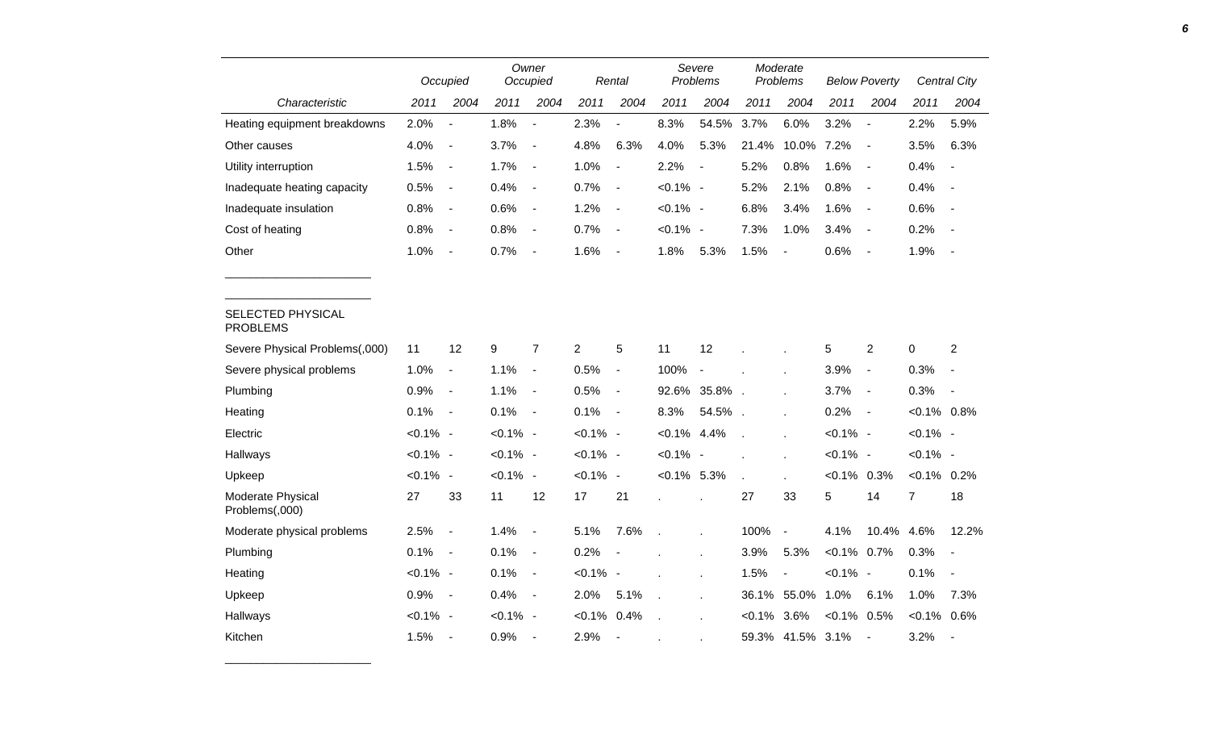| Characteristic | Occupied | | Owner Occupied | | Rental | | Severe Problems | | Moderate Problems | | Below Poverty | | Central City | |
|---|---|---|---|---|---|---|---|---|---|---|---|---|---|---|
| | 2011 | 2004 | 2011 | 2004 | 2011 | 2004 | 2011 | 2004 | 2011 | 2004 | 2011 | 2004 | 2011 | 2004 |
| Heating equipment breakdowns | 2.0% | - | 1.8% | - | 2.3% | - | 8.3% | 54.5% | 3.7% | 6.0% | 3.2% | - | 2.2% | 5.9% |
| Other causes | 4.0% | - | 3.7% | - | 4.8% | 6.3% | 4.0% | 5.3% | 21.4% | 10.0% | 7.2% | - | 3.5% | 6.3% |
| Utility interruption | 1.5% | - | 1.7% | - | 1.0% | - | 2.2% | - | 5.2% | 0.8% | 1.6% | - | 0.4% | - |
| Inadequate heating capacity | 0.5% | - | 0.4% | - | 0.7% | - | <0.1% | - | 5.2% | 2.1% | 0.8% | - | 0.4% | - |
| Inadequate insulation | 0.8% | - | 0.6% | - | 1.2% | - | <0.1% | - | 6.8% | 3.4% | 1.6% | - | 0.6% | - |
| Cost of heating | 0.8% | - | 0.8% | - | 0.7% | - | <0.1% | - | 7.3% | 1.0% | 3.4% | - | 0.2% | - |
| Other | 1.0% | - | 0.7% | - | 1.6% | - | 1.8% | 5.3% | 1.5% | - | 0.6% | - | 1.9% | - |
| SELECTED PHYSICAL PROBLEMS | | | | | | | | | | | | | | |
| Severe Physical Problems(,000) | 11 | 12 | 9 | 7 | 2 | 5 | 11 | 12 | . | . | 5 | 2 | 0 | 2 |
| Severe physical problems | 1.0% | - | 1.1% | - | 0.5% | - | 100% | - | . | . | 3.9% | - | 0.3% | - |
| Plumbing | 0.9% | - | 1.1% | - | 0.5% | - | 92.6% | 35.8% | . | . | 3.7% | - | 0.3% | - |
| Heating | 0.1% | - | 0.1% | - | 0.1% | - | 8.3% | 54.5% | . | . | 0.2% | - | <0.1% | 0.8% |
| Electric | <0.1% | - | <0.1% | - | <0.1% | - | <0.1% | 4.4% | . | . | <0.1% | - | <0.1% | - |
| Hallways | <0.1% | - | <0.1% | - | <0.1% | - | <0.1% | - | . | . | <0.1% | - | <0.1% | - |
| Upkeep | <0.1% | - | <0.1% | - | <0.1% | - | <0.1% | 5.3% | . | . | <0.1% | 0.3% | <0.1% | 0.2% |
| Moderate Physical Problems(,000) | 27 | 33 | 11 | 12 | 17 | 21 | . | . | 27 | 33 | 5 | 14 | 7 | 18 |
| Moderate physical problems | 2.5% | - | 1.4% | - | 5.1% | 7.6% | . | . | 100% | - | 4.1% | 10.4% | 4.6% | 12.2% |
| Plumbing | 0.1% | - | 0.1% | - | 0.2% | - | . | . | 3.9% | 5.3% | <0.1% | 0.7% | 0.3% | - |
| Heating | <0.1% | - | 0.1% | - | <0.1% | - | . | . | 1.5% | - | <0.1% | - | 0.1% | - |
| Upkeep | 0.9% | - | 0.4% | - | 2.0% | 5.1% | . | . | 36.1% | 55.0% | 1.0% | 6.1% | 1.0% | 7.3% |
| Hallways | <0.1% | - | <0.1% | - | <0.1% | 0.4% | . | . | <0.1% | 3.6% | <0.1% | 0.5% | <0.1% | 0.6% |
| Kitchen | 1.5% | - | 0.9% | - | 2.9% | - | . | . | 59.3% | 41.5% | 3.1% | - | 3.2% | - |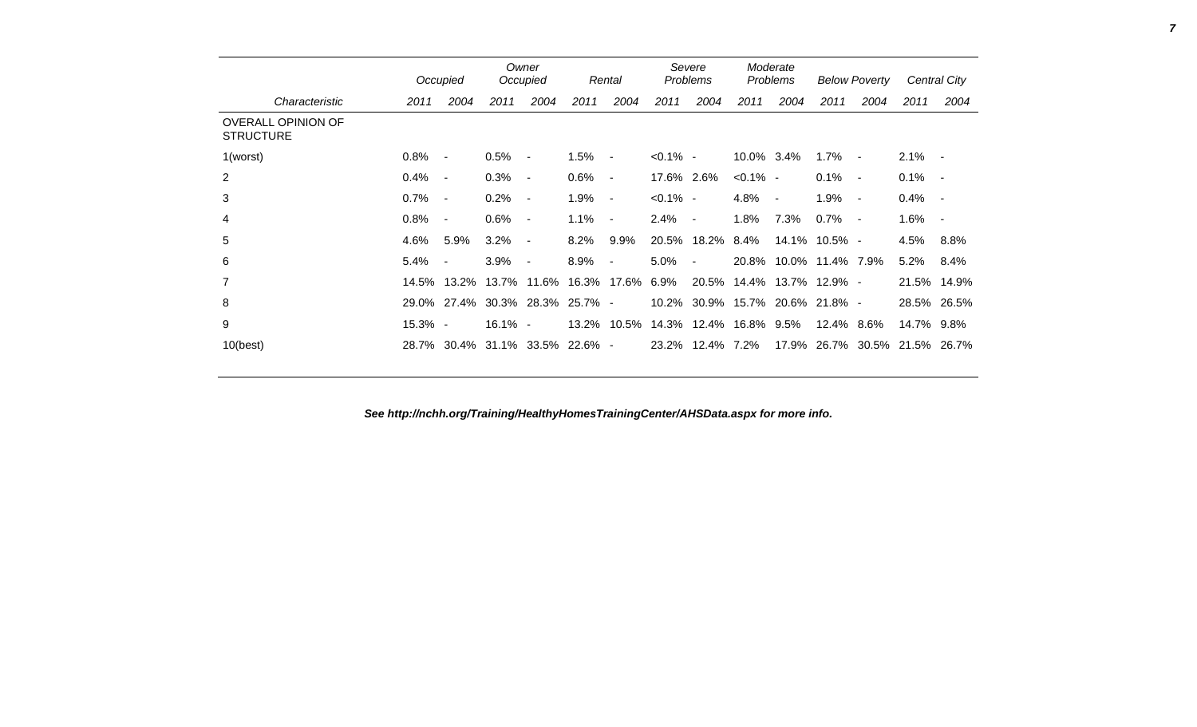| Characteristic | Occupied 2011 | Occupied 2004 | Owner Occupied 2011 | Owner Occupied 2004 | Rental 2011 | Rental 2004 | Severe Problems 2011 | Severe Problems 2004 | Moderate Problems 2011 | Moderate Problems 2004 | Below Poverty 2011 | Below Poverty 2004 | Central City 2011 | Central City 2004 |
|---|---|---|---|---|---|---|---|---|---|---|---|---|---|---|
| OVERALL OPINION OF STRUCTURE | | | | | | | | | | | | | | |
| 1(worst) | 0.8% | - | 0.5% | - | 1.5% | - | <0.1% | - | 10.0% | 3.4% | 1.7% | - | 2.1% | - |
| 2 | 0.4% | - | 0.3% | - | 0.6% | - | 17.6% | 2.6% | <0.1% | - | 0.1% | - | 0.1% | - |
| 3 | 0.7% | - | 0.2% | - | 1.9% | - | <0.1% | - | 4.8% | - | 1.9% | - | 0.4% | - |
| 4 | 0.8% | - | 0.6% | - | 1.1% | - | 2.4% | - | 1.8% | 7.3% | 0.7% | - | 1.6% | - |
| 5 | 4.6% | 5.9% | 3.2% | - | 8.2% | 9.9% | 20.5% | 18.2% | 8.4% | 14.1% | 10.5% | - | 4.5% | 8.8% |
| 6 | 5.4% | - | 3.9% | - | 8.9% | - | 5.0% | - | 20.8% | 10.0% | 11.4% | 7.9% | 5.2% | 8.4% |
| 7 | 14.5% | 13.2% | 13.7% | 11.6% | 16.3% | 17.6% | 6.9% | 20.5% | 14.4% | 13.7% | 12.9% | - | 21.5% | 14.9% |
| 8 | 29.0% | 27.4% | 30.3% | 28.3% | 25.7% | - | 10.2% | 30.9% | 15.7% | 20.6% | 21.8% | - | 28.5% | 26.5% |
| 9 | 15.3% | - | 16.1% | - | 13.2% | 10.5% | 14.3% | 12.4% | 16.8% | 9.5% | 12.4% | 8.6% | 14.7% | 9.8% |
| 10(best) | 28.7% | 30.4% | 31.1% | 33.5% | 22.6% | - | 23.2% | 12.4% | 7.2% | 17.9% | 26.7% | 30.5% | 21.5% | 26.7% |

***See http://nchh.org/Training/HealthyHomesTrainingCenter/AHSData.aspx for more info.***